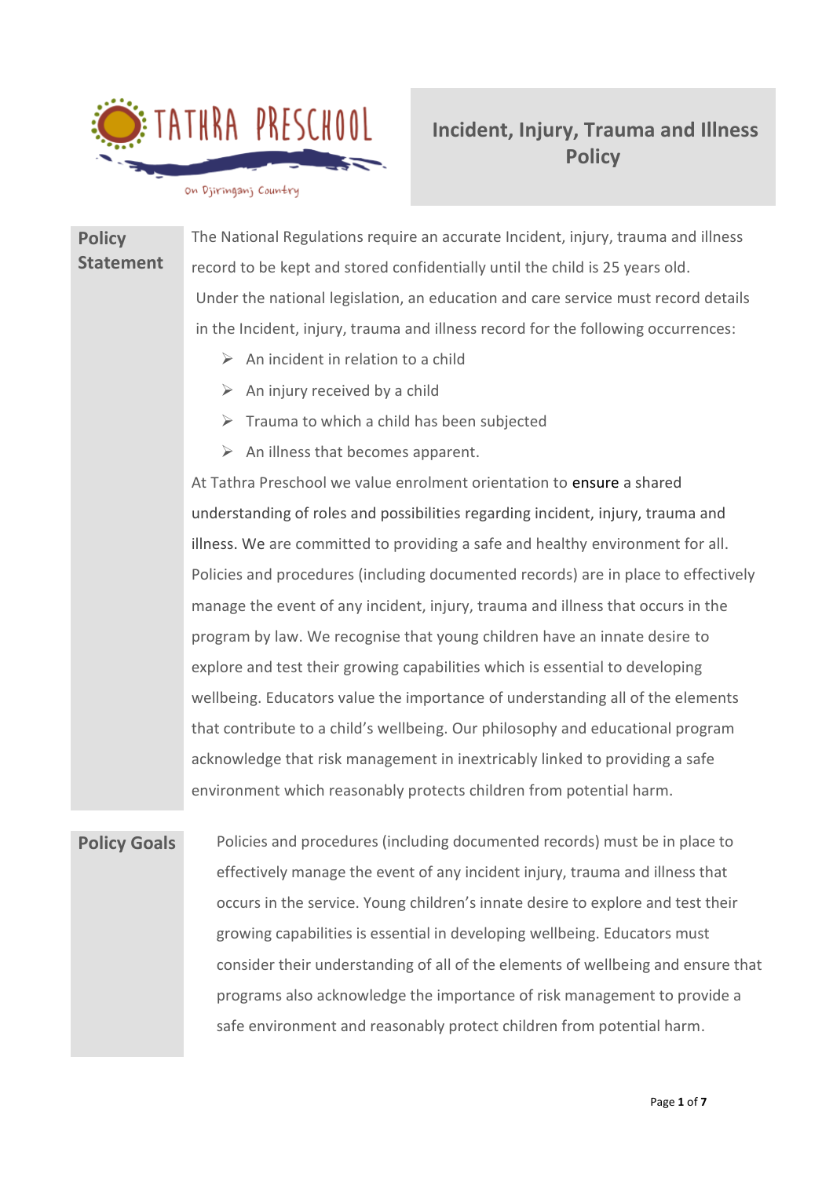TATHRA PRESCHOOL

On Djiringanj Country

# Incident, Injury, Trauma and Illness Policy

## Policy Statement

The National Regulations require an accurate Incident, injury, trauma and illness record to be kept and stored confidentially until the child is 25 years old.

Under the national legislation, an education and care service must record details in the Incident, injury, trauma and illness record for the following occurrences:

- An incident in relation to a child
- An injury received by a child
- Trauma to which a child has been subjected
- An illness that becomes apparent.

At Tathra Preschool we value enrolment orientation to ensure a shared understanding of roles and possibilities regarding incident, injury, trauma and illness. We are committed to providing a safe and healthy environment for all. Policies and procedures (including documented records) are in place to effectively manage the event of any incident, injury, trauma and illness that occurs in the program by law. We recognise that young children have an innate desire to explore and test their growing capabilities which is essential to developing wellbeing. Educators value the importance of understanding all of the elements that contribute to a child's wellbeing. Our philosophy and educational program acknowledge that risk management in inextricably linked to providing a safe environment which reasonably protects children from potential harm.

## Policy Goals

Policies and procedures (including documented records) must be in place to effectively manage the event of any incident injury, trauma and illness that occurs in the service. Young children's innate desire to explore and test their growing capabilities is essential in developing wellbeing. Educators must consider their understanding of all of the elements of wellbeing and ensure that programs also acknowledge the importance of risk management to provide a safe environment and reasonably protect children from potential harm.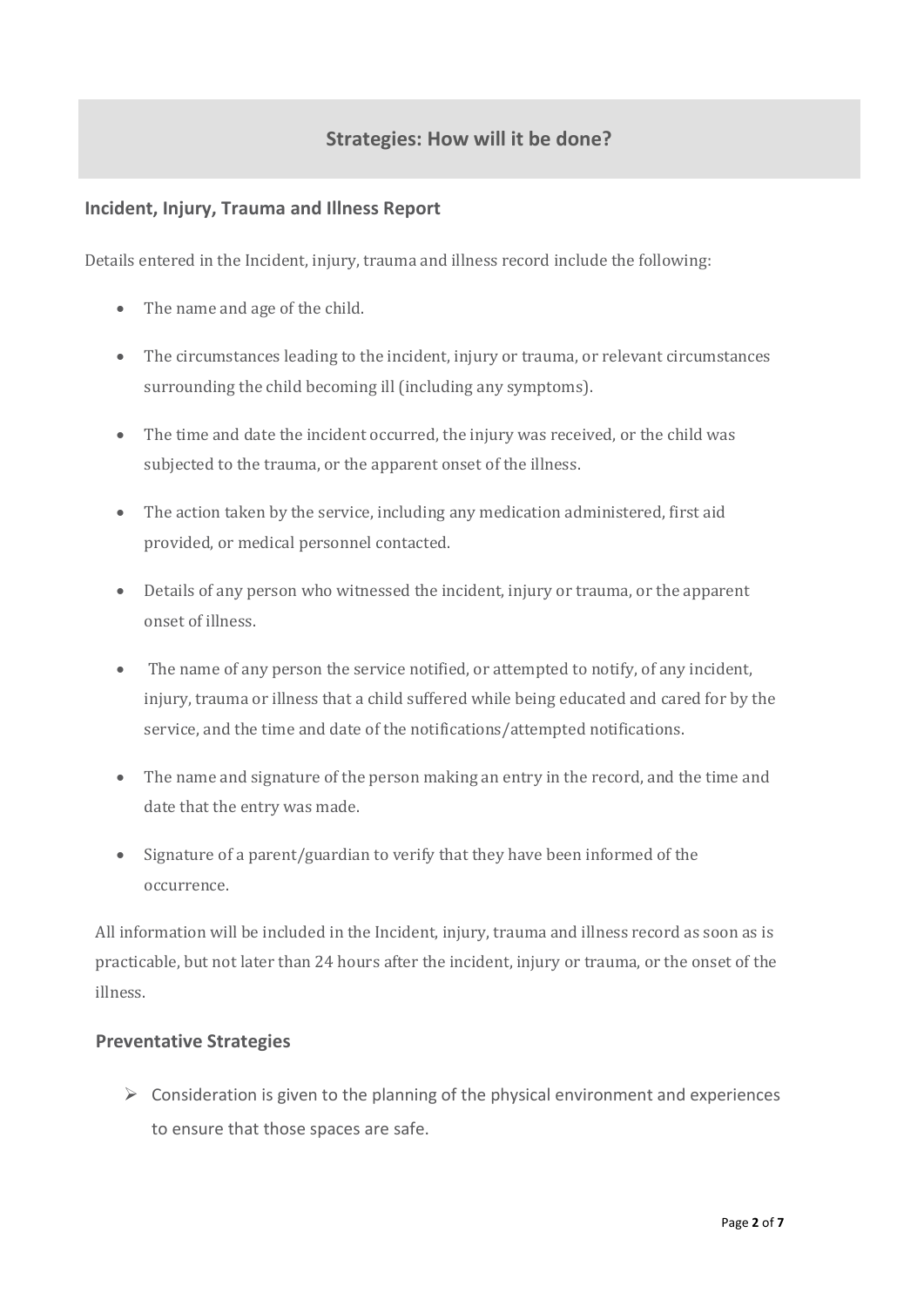## Strategies: How will it be done?

### Incident, Injury, Trauma and Illness Report

Details entered in the Incident, injury, trauma and illness record include the following:

- The name and age of the child.
- The circumstances leading to the incident, injury or trauma, or relevant circumstances surrounding the child becoming ill (including any symptoms).
- The time and date the incident occurred, the injury was received, or the child was subjected to the trauma, or the apparent onset of the illness.
- The action taken by the service, including any medication administered, first aid provided, or medical personnel contacted.
- Details of any person who witnessed the incident, injury or trauma, or the apparent onset of illness.
- The name of any person the service notified, or attempted to notify, of any incident, injury, trauma or illness that a child suffered while being educated and cared for by the service, and the time and date of the notifications/attempted notifications.
- The name and signature of the person making an entry in the record, and the time and date that the entry was made.
- Signature of a parent/guardian to verify that they have been informed of the occurrence.

All information will be included in the Incident, injury, trauma and illness record as soon as is practicable, but not later than 24 hours after the incident, injury or trauma, or the onset of the illness.

### Preventative Strategies

- Consideration is given to the planning of the physical environment and experiences to ensure that those spaces are safe.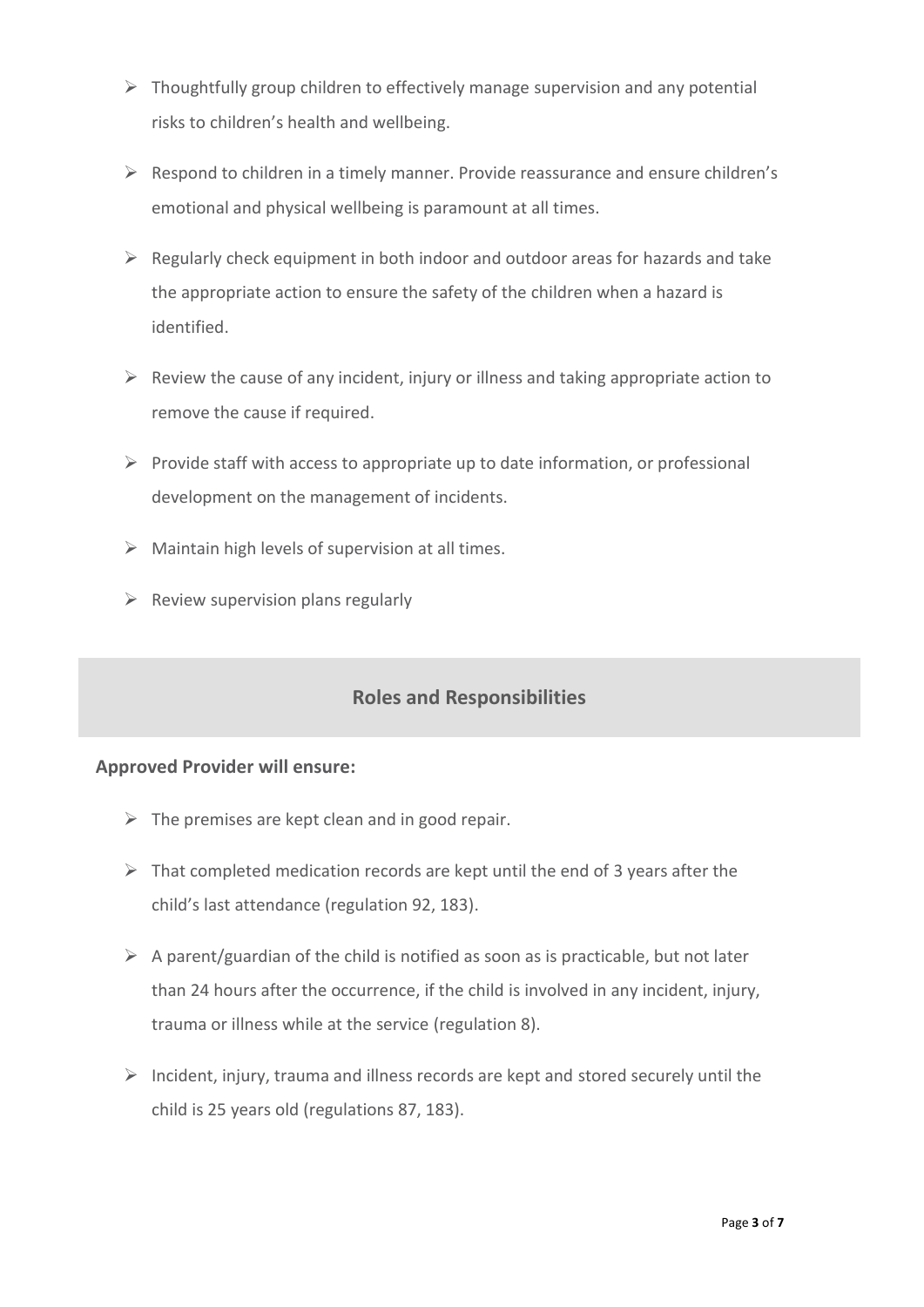- Thoughtfully group children to effectively manage supervision and any potential risks to children's health and wellbeing.
- Respond to children in a timely manner. Provide reassurance and ensure children's emotional and physical wellbeing is paramount at all times.
- Regularly check equipment in both indoor and outdoor areas for hazards and take the appropriate action to ensure the safety of the children when a hazard is identified.
- Review the cause of any incident, injury or illness and taking appropriate action to remove the cause if required.
- Provide staff with access to appropriate up to date information, or professional development on the management of incidents.
- Maintain high levels of supervision at all times.
- Review supervision plans regularly

## Roles and Responsibilities

**Approved Provider will ensure:**

- The premises are kept clean and in good repair.
- That completed medication records are kept until the end of 3 years after the child's last attendance (regulation 92, 183).
- A parent/guardian of the child is notified as soon as is practicable, but not later than 24 hours after the occurrence, if the child is involved in any incident, injury, trauma or illness while at the service (regulation 8).
- Incident, injury, trauma and illness records are kept and stored securely until the child is 25 years old (regulations 87, 183).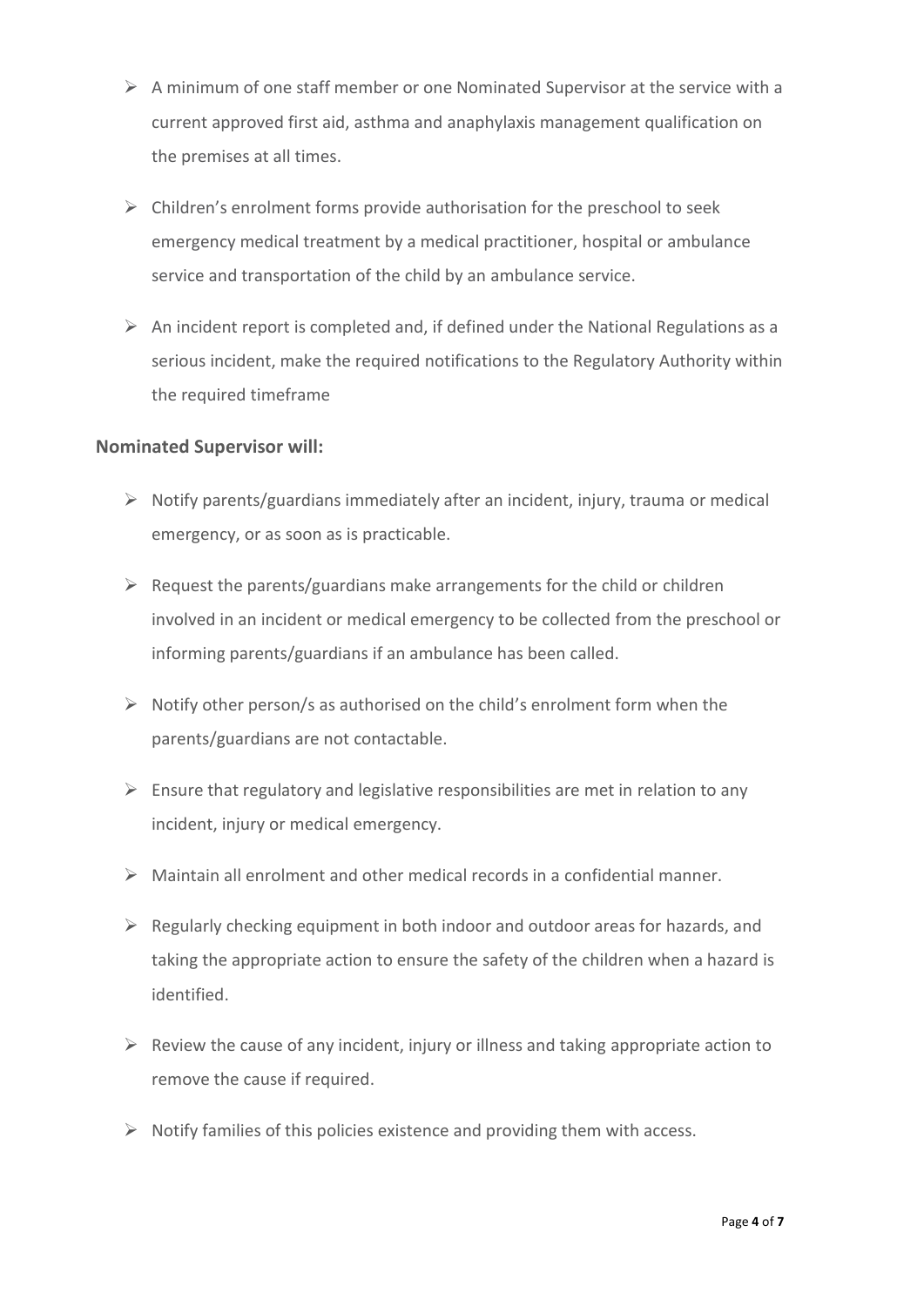- A minimum of one staff member or one Nominated Supervisor at the service with a current approved first aid, asthma and anaphylaxis management qualification on the premises at all times.
- Children's enrolment forms provide authorisation for the preschool to seek emergency medical treatment by a medical practitioner, hospital or ambulance service and transportation of the child by an ambulance service.
- An incident report is completed and, if defined under the National Regulations as a serious incident, make the required notifications to the Regulatory Authority within the required timeframe

**Nominated Supervisor will:**

- Notify parents/guardians immediately after an incident, injury, trauma or medical emergency, or as soon as is practicable.
- Request the parents/guardians make arrangements for the child or children involved in an incident or medical emergency to be collected from the preschool or informing parents/guardians if an ambulance has been called.
- Notify other person/s as authorised on the child's enrolment form when the parents/guardians are not contactable.
- Ensure that regulatory and legislative responsibilities are met in relation to any incident, injury or medical emergency.
- Maintain all enrolment and other medical records in a confidential manner.
- Regularly checking equipment in both indoor and outdoor areas for hazards, and taking the appropriate action to ensure the safety of the children when a hazard is identified.
- Review the cause of any incident, injury or illness and taking appropriate action to remove the cause if required.
- Notify families of this policies existence and providing them with access.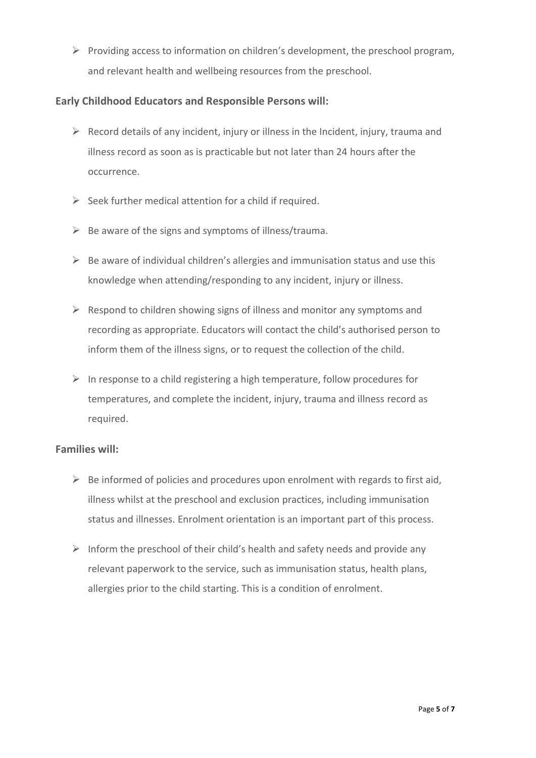- Providing access to information on children's development, the preschool program, and relevant health and wellbeing resources from the preschool.

### Early Childhood Educators and Responsible Persons will:

- Record details of any incident, injury or illness in the Incident, injury, trauma and illness record as soon as is practicable but not later than 24 hours after the occurrence.
- Seek further medical attention for a child if required.
- Be aware of the signs and symptoms of illness/trauma.
- Be aware of individual children's allergies and immunisation status and use this knowledge when attending/responding to any incident, injury or illness.
- Respond to children showing signs of illness and monitor any symptoms and recording as appropriate. Educators will contact the child's authorised person to inform them of the illness signs, or to request the collection of the child.
- In response to a child registering a high temperature, follow procedures for temperatures, and complete the incident, injury, trauma and illness record as required.

### Families will:

- Be informed of policies and procedures upon enrolment with regards to first aid, illness whilst at the preschool and exclusion practices, including immunisation status and illnesses. Enrolment orientation is an important part of this process.
- Inform the preschool of their child's health and safety needs and provide any relevant paperwork to the service, such as immunisation status, health plans, allergies prior to the child starting. This is a condition of enrolment.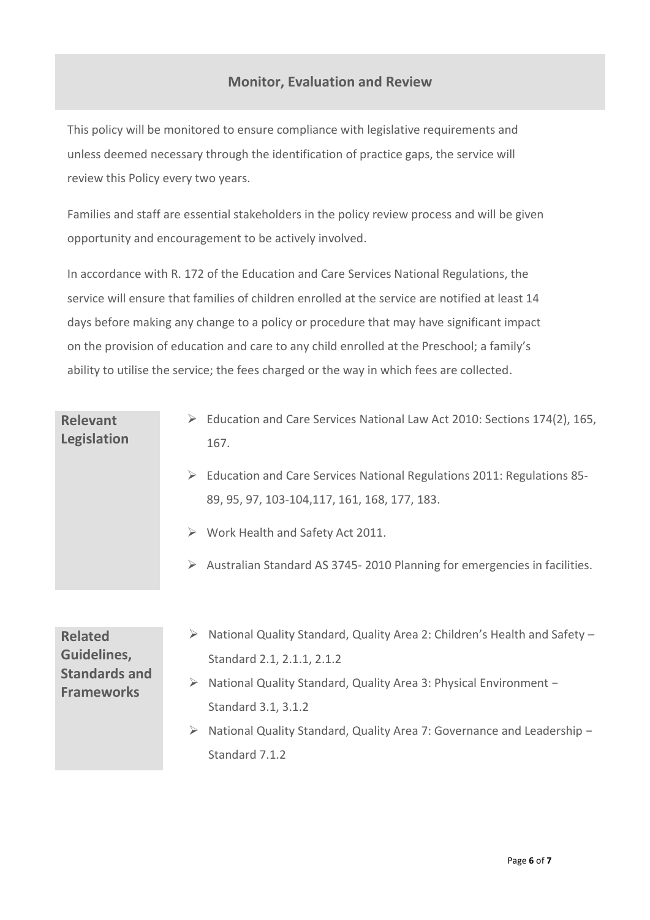## Monitor, Evaluation and Review

This policy will be monitored to ensure compliance with legislative requirements and unless deemed necessary through the identification of practice gaps, the service will review this Policy every two years.

Families and staff are essential stakeholders in the policy review process and will be given opportunity and encouragement to be actively involved.

In accordance with R. 172 of the Education and Care Services National Regulations, the service will ensure that families of children enrolled at the service are notified at least 14 days before making any change to a policy or procedure that may have significant impact on the provision of education and care to any child enrolled at the Preschool; a family's ability to utilise the service; the fees charged or the way in which fees are collected.

**Relevant Legislation**

- Education and Care Services National Law Act 2010: Sections 174(2), 165, 167.
- Education and Care Services National Regulations 2011: Regulations 85-89, 95, 97, 103-104,117, 161, 168, 177, 183.
- Work Health and Safety Act 2011.
- Australian Standard AS 3745- 2010 Planning for emergencies in facilities.

**Related Guidelines, Standards and Frameworks**

- National Quality Standard, Quality Area 2: Children's Health and Safety – Standard 2.1, 2.1.1, 2.1.2
- National Quality Standard, Quality Area 3: Physical Environment – Standard 3.1, 3.1.2
- National Quality Standard, Quality Area 7: Governance and Leadership – Standard 7.1.2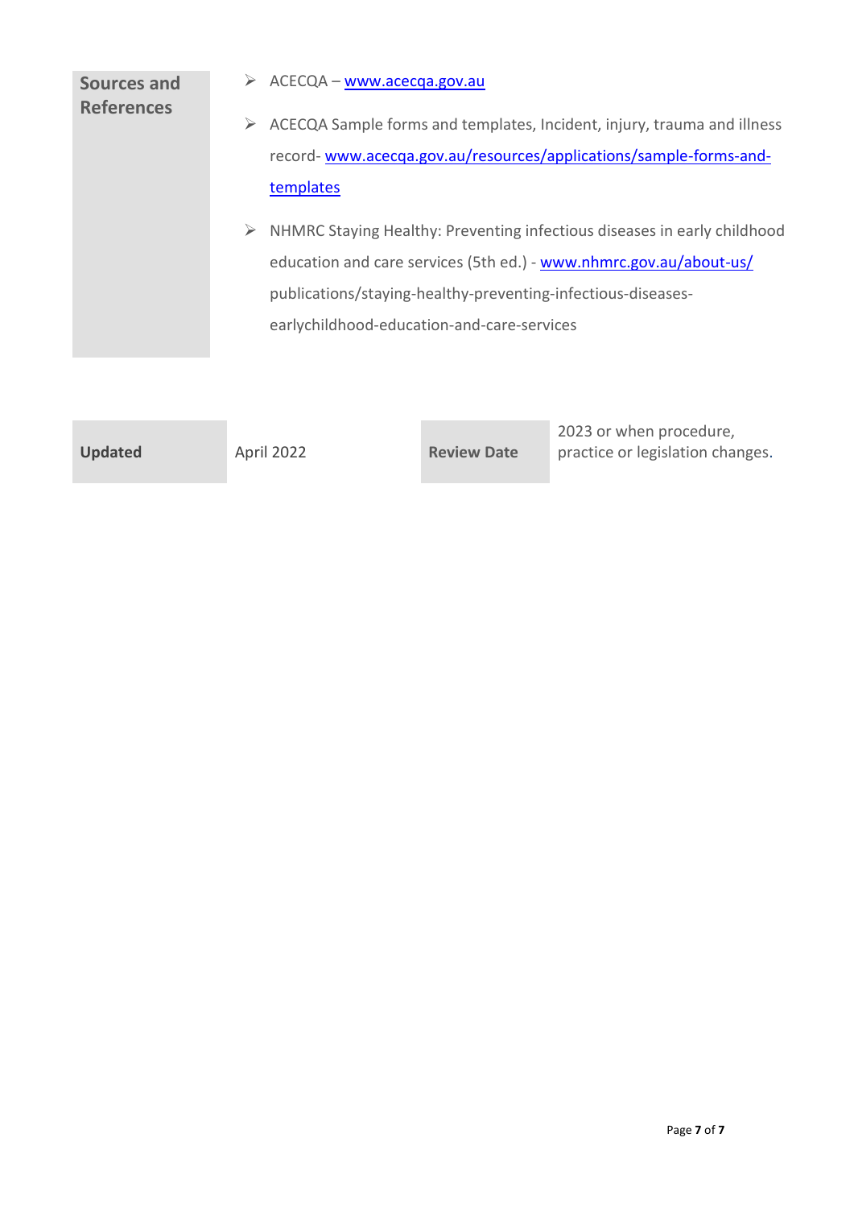| | |
|---|---|
| **Sources and References** | - ACECQA – www.acecqa.gov.au<br>- ACECQA Sample forms and templates, Incident, injury, trauma and illness record- www.acecqa.gov.au/resources/applications/sample-forms-and-templates<br>- NHMRC Staying Healthy: Preventing infectious diseases in early childhood education and care services (5th ed.) - www.nhmrc.gov.au/about-us/ publications/staying-healthy-preventing-infectious-diseases-earlychildhood-education-and-care-services |

| | | | |
|---|---|---|---|
| **Updated** | April 2022 | **Review Date** | 2023 or when procedure, practice or legislation changes. |